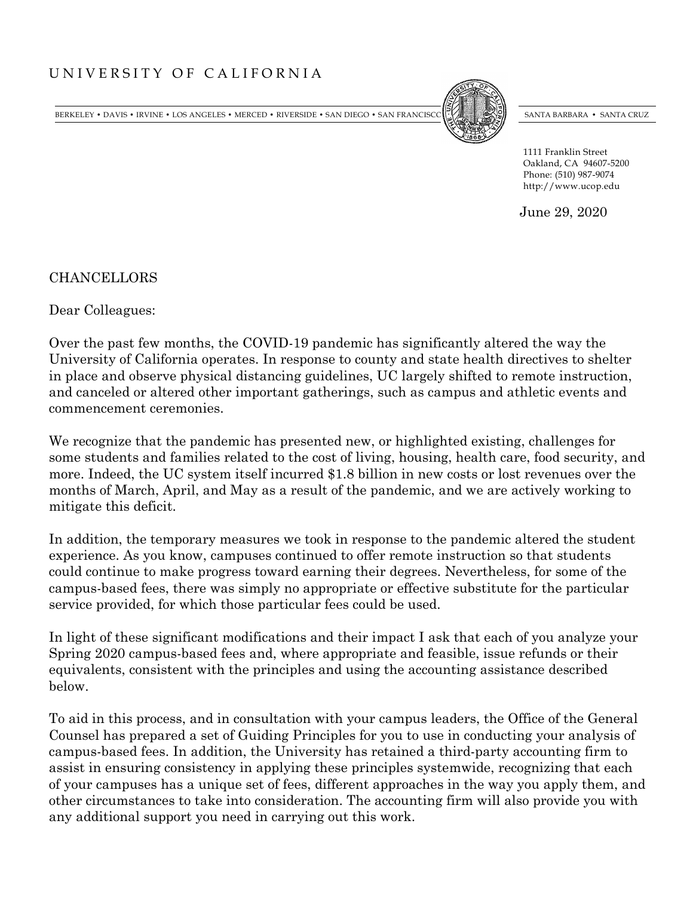UNIVERSITY OF CALIFORNIA

BERKELEY • DAVIS • IRVINE • LOS ANGELES • MERCED • RIVERSIDE • SAN DIEGO • SAN FRANCISCO SANTA BARBARA • SANTA CRUZ

1111 Franklin Street
Oakland, CA 94607-5200
Phone: (510) 987-9074
http://www.ucop.edu

June 29, 2020

CHANCELLORS

Dear Colleagues:

Over the past few months, the COVID-19 pandemic has significantly altered the way the University of California operates. In response to county and state health directives to shelter in place and observe physical distancing guidelines, UC largely shifted to remote instruction, and canceled or altered other important gatherings, such as campus and athletic events and commencement ceremonies.

We recognize that the pandemic has presented new, or highlighted existing, challenges for some students and families related to the cost of living, housing, health care, food security, and more. Indeed, the UC system itself incurred $1.8 billion in new costs or lost revenues over the months of March, April, and May as a result of the pandemic, and we are actively working to mitigate this deficit.

In addition, the temporary measures we took in response to the pandemic altered the student experience. As you know, campuses continued to offer remote instruction so that students could continue to make progress toward earning their degrees. Nevertheless, for some of the campus-based fees, there was simply no appropriate or effective substitute for the particular service provided, for which those particular fees could be used.

In light of these significant modifications and their impact I ask that each of you analyze your Spring 2020 campus-based fees and, where appropriate and feasible, issue refunds or their equivalents, consistent with the principles and using the accounting assistance described below.

To aid in this process, and in consultation with your campus leaders, the Office of the General Counsel has prepared a set of Guiding Principles for you to use in conducting your analysis of campus-based fees. In addition, the University has retained a third-party accounting firm to assist in ensuring consistency in applying these principles systemwide, recognizing that each of your campuses has a unique set of fees, different approaches in the way you apply them, and other circumstances to take into consideration. The accounting firm will also provide you with any additional support you need in carrying out this work.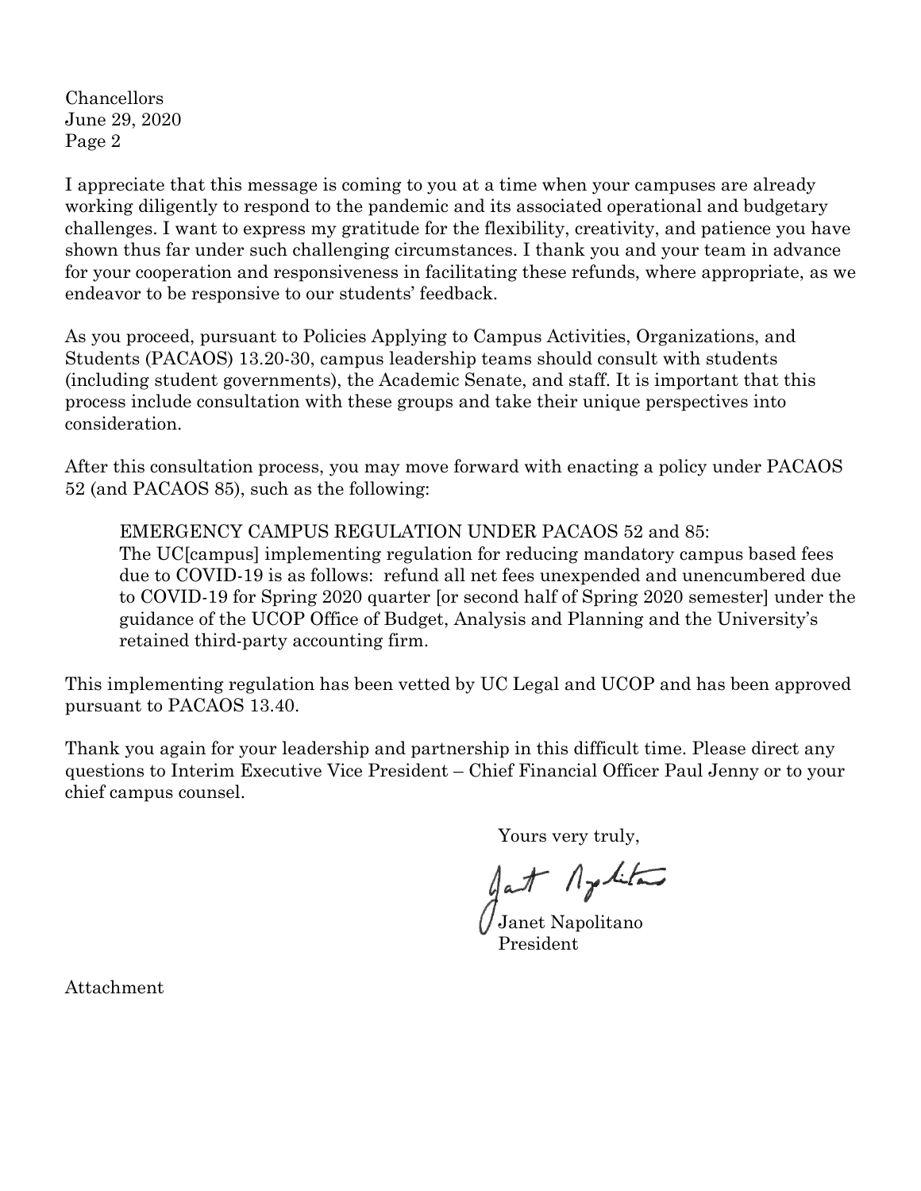I appreciate that this message is coming to you at a time when your campuses are already working diligently to respond to the pandemic and its associated operational and budgetary challenges. I want to express my gratitude for the flexibility, creativity, and patience you have shown thus far under such challenging circumstances. I thank you and your team in advance for your cooperation and responsiveness in facilitating these refunds, where appropriate, as we endeavor to be responsive to our students' feedback.

As you proceed, pursuant to Policies Applying to Campus Activities, Organizations, and Students (PACAOS) 13.20-30, campus leadership teams should consult with students (including student governments), the Academic Senate, and staff. It is important that this process include consultation with these groups and take their unique perspectives into consideration.

After this consultation process, you may move forward with enacting a policy under PACAOS 52 (and PACAOS 85), such as the following:

> EMERGENCY CAMPUS REGULATION UNDER PACAOS 52 and 85:
> The UC[campus] implementing regulation for reducing mandatory campus based fees due to COVID-19 is as follows: refund all net fees unexpended and unencumbered due to COVID-19 for Spring 2020 quarter [or second half of Spring 2020 semester] under the guidance of the UCOP Office of Budget, Analysis and Planning and the University's retained third-party accounting firm.

This implementing regulation has been vetted by UC Legal and UCOP and has been approved pursuant to PACAOS 13.40.

Thank you again for your leadership and partnership in this difficult time. Please direct any questions to Interim Executive Vice President – Chief Financial Officer Paul Jenny or to your chief campus counsel.

Yours very truly,

Janet Napolitano
President

Attachment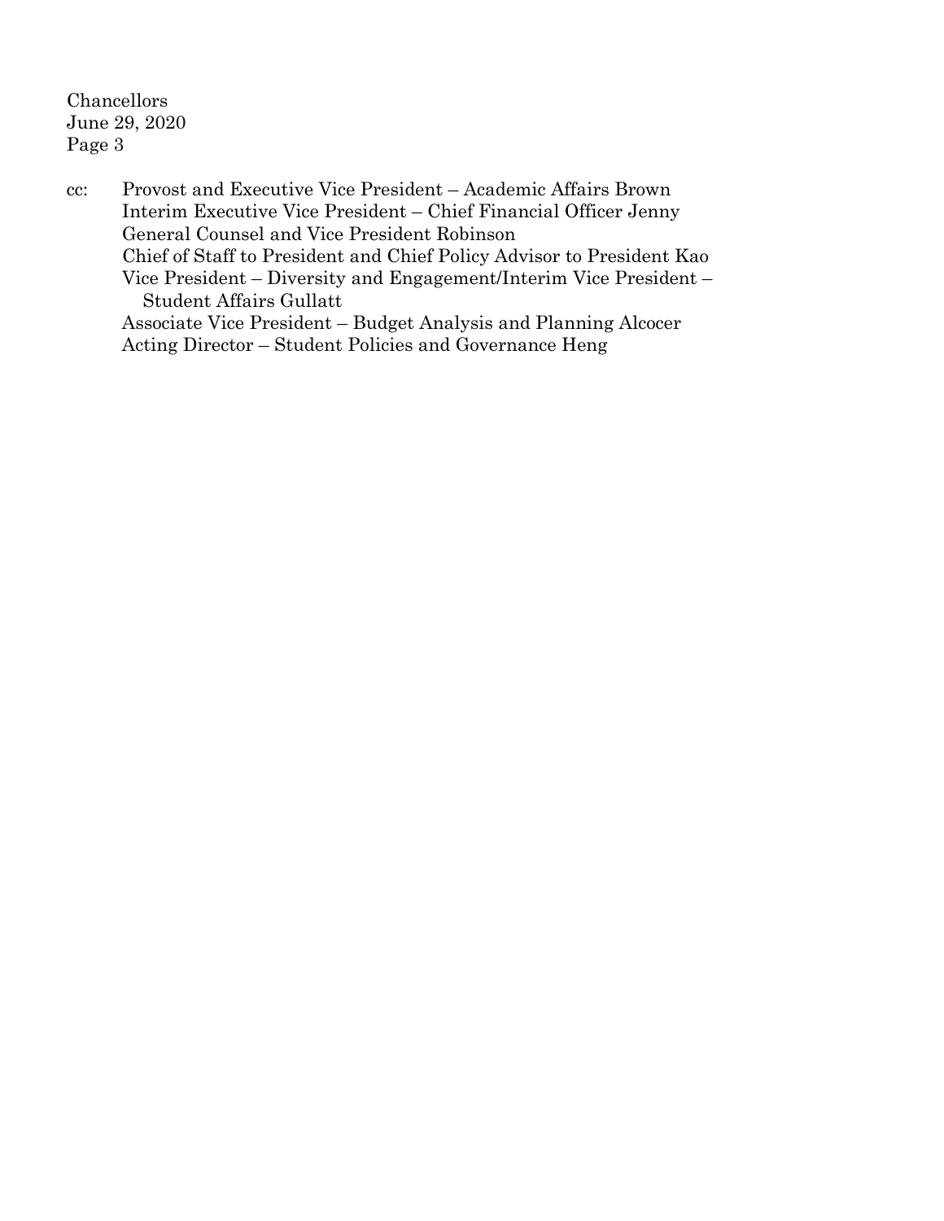cc: Provost and Executive Vice President – Academic Affairs Brown
Interim Executive Vice President – Chief Financial Officer Jenny
General Counsel and Vice President Robinson
Chief of Staff to President and Chief Policy Advisor to President Kao
Vice President – Diversity and Engagement/Interim Vice President – Student Affairs Gullatt
Associate Vice President – Budget Analysis and Planning Alcocer
Acting Director – Student Policies and Governance Heng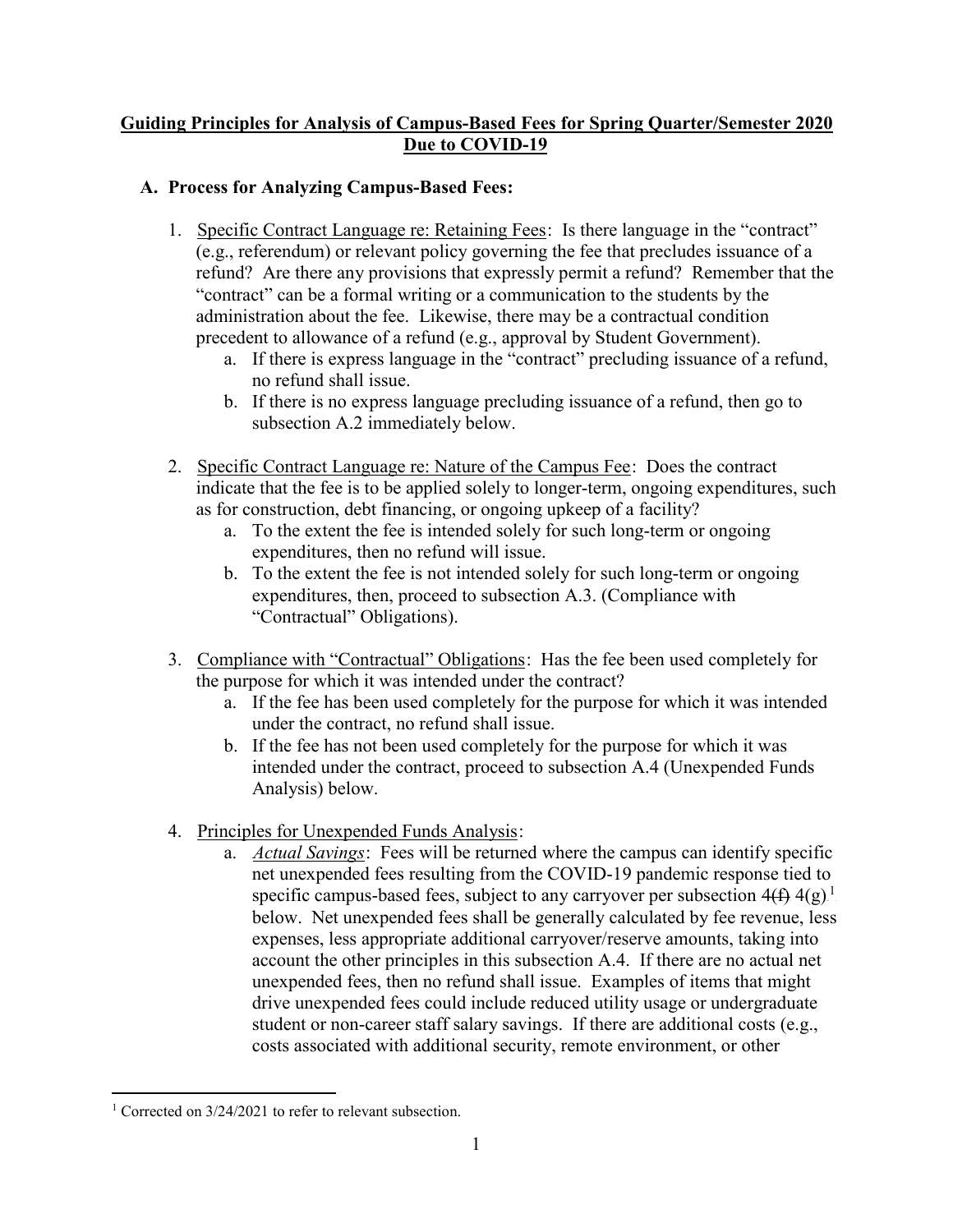**Guiding Principles for Analysis of Campus-Based Fees for Spring Quarter/Semester 2020 Due to COVID-19**

**A. Process for Analyzing Campus-Based Fees:**

1. Specific Contract Language re: Retaining Fees: Is there language in the "contract" (e.g., referendum) or relevant policy governing the fee that precludes issuance of a refund? Are there any provisions that expressly permit a refund? Remember that the "contract" can be a formal writing or a communication to the students by the administration about the fee. Likewise, there may be a contractual condition precedent to allowance of a refund (e.g., approval by Student Government).
   a. If there is express language in the "contract" precluding issuance of a refund, no refund shall issue.
   b. If there is no express language precluding issuance of a refund, then go to subsection A.2 immediately below.

2. Specific Contract Language re: Nature of the Campus Fee: Does the contract indicate that the fee is to be applied solely to longer-term, ongoing expenditures, such as for construction, debt financing, or ongoing upkeep of a facility?
   a. To the extent the fee is intended solely for such long-term or ongoing expenditures, then no refund will issue.
   b. To the extent the fee is not intended solely for such long-term or ongoing expenditures, then, proceed to subsection A.3. (Compliance with "Contractual" Obligations).

3. Compliance with "Contractual" Obligations: Has the fee been used completely for the purpose for which it was intended under the contract?
   a. If the fee has been used completely for the purpose for which it was intended under the contract, no refund shall issue.
   b. If the fee has not been used completely for the purpose for which it was intended under the contract, proceed to subsection A.4 (Unexpended Funds Analysis) below.

4. Principles for Unexpended Funds Analysis:
   a. *Actual Savings*: Fees will be returned where the campus can identify specific net unexpended fees resulting from the COVID-19 pandemic response tied to specific campus-based fees, subject to any carryover per subsection ~~4(f)~~ 4(g)[1] below. Net unexpended fees shall be generally calculated by fee revenue, less expenses, less appropriate additional carryover/reserve amounts, taking into account the other principles in this subsection A.4. If there are no actual net unexpended fees, then no refund shall issue. Examples of items that might drive unexpended fees could include reduced utility usage or undergraduate student or non-career staff salary savings. If there are additional costs (e.g., costs associated with additional security, remote environment, or other

[1] Corrected on 3/24/2021 to refer to relevant subsection.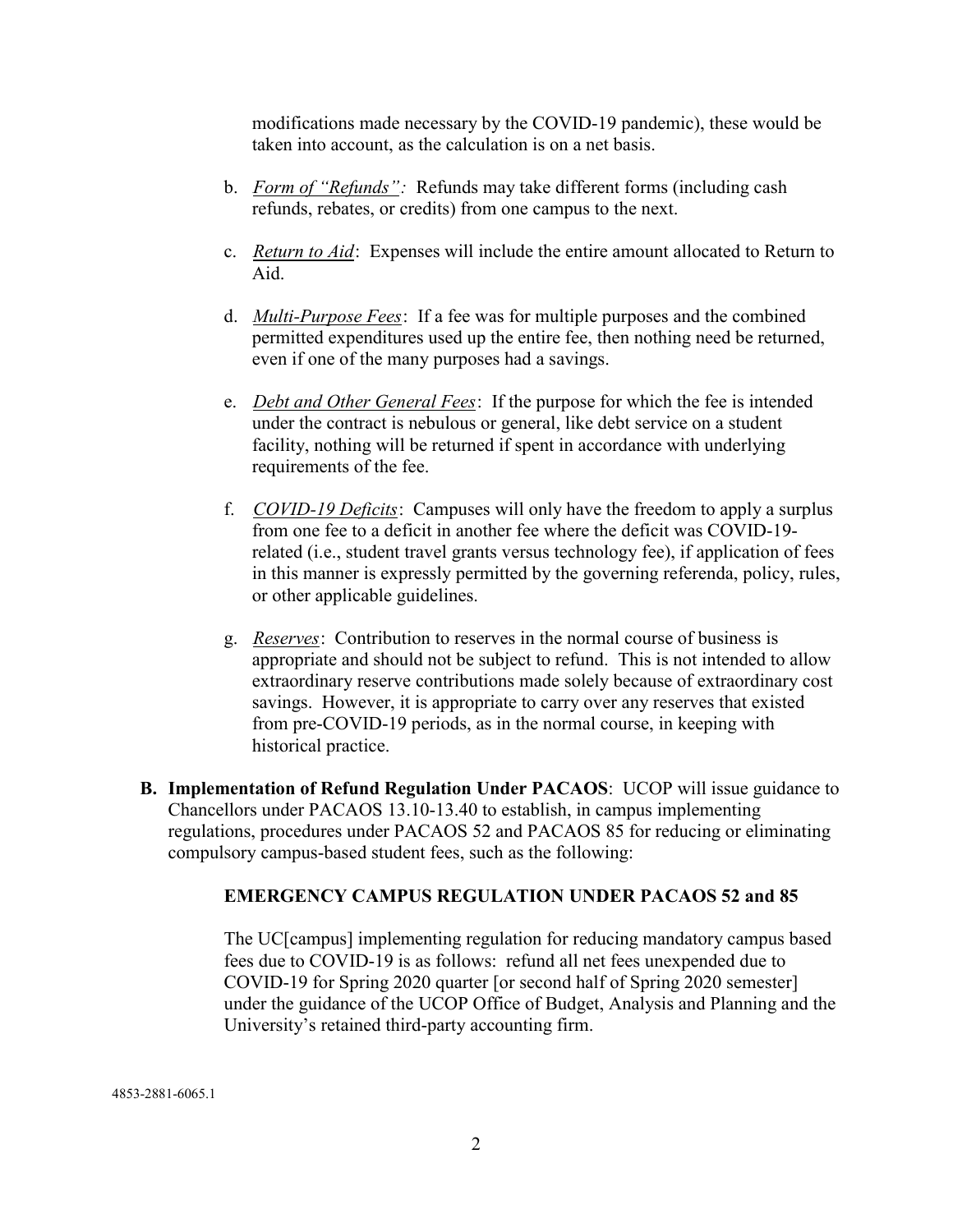modifications made necessary by the COVID-19 pandemic), these would be taken into account, as the calculation is on a net basis.

b. *Form of "Refunds":* Refunds may take different forms (including cash refunds, rebates, or credits) from one campus to the next.

c. *Return to Aid*: Expenses will include the entire amount allocated to Return to Aid.

d. *Multi-Purpose Fees*: If a fee was for multiple purposes and the combined permitted expenditures used up the entire fee, then nothing need be returned, even if one of the many purposes had a savings.

e. *Debt and Other General Fees*: If the purpose for which the fee is intended under the contract is nebulous or general, like debt service on a student facility, nothing will be returned if spent in accordance with underlying requirements of the fee.

f. *COVID-19 Deficits*: Campuses will only have the freedom to apply a surplus from one fee to a deficit in another fee where the deficit was COVID-19-related (i.e., student travel grants versus technology fee), if application of fees in this manner is expressly permitted by the governing referenda, policy, rules, or other applicable guidelines.

g. *Reserves*: Contribution to reserves in the normal course of business is appropriate and should not be subject to refund. This is not intended to allow extraordinary reserve contributions made solely because of extraordinary cost savings. However, it is appropriate to carry over any reserves that existed from pre-COVID-19 periods, as in the normal course, in keeping with historical practice.

**B. Implementation of Refund Regulation Under PACAOS**: UCOP will issue guidance to Chancellors under PACAOS 13.10-13.40 to establish, in campus implementing regulations, procedures under PACAOS 52 and PACAOS 85 for reducing or eliminating compulsory campus-based student fees, such as the following:

**EMERGENCY CAMPUS REGULATION UNDER PACAOS 52 and 85**

The UC[campus] implementing regulation for reducing mandatory campus based fees due to COVID-19 is as follows: refund all net fees unexpended due to COVID-19 for Spring 2020 quarter [or second half of Spring 2020 semester] under the guidance of the UCOP Office of Budget, Analysis and Planning and the University's retained third-party accounting firm.

4853-2881-6065.1